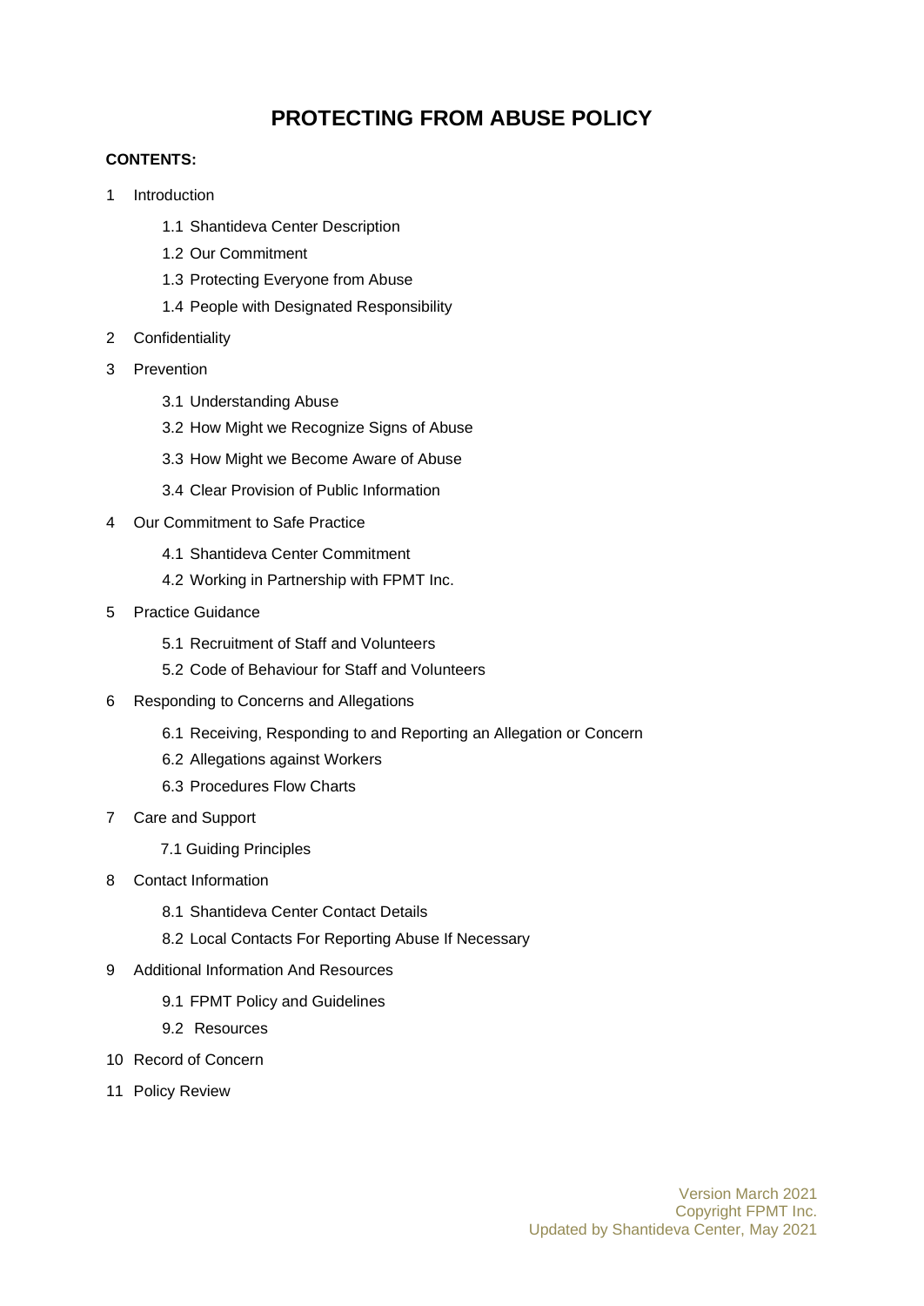# PROTECTING FROM ABUSE POLICY

**CONTENTS:**

1 Introduction

- 1.1 Shantideva Center Description
- 1.2 Our Commitment
- 1.3 Protecting Everyone from Abuse
- 1.4 People with Designated Responsibility

2 Confidentiality

3 Prevention

- 3.1 Understanding Abuse
- 3.2 How Might we Recognize Signs of Abuse
- 3.3 How Might we Become Aware of Abuse
- 3.4 Clear Provision of Public Information

4 Our Commitment to Safe Practice

- 4.1 Shantideva Center Commitment
- 4.2 Working in Partnership with FPMT Inc.

5 Practice Guidance

- 5.1 Recruitment of Staff and Volunteers
- 5.2 Code of Behaviour for Staff and Volunteers

6 Responding to Concerns and Allegations

- 6.1 Receiving, Responding to and Reporting an Allegation or Concern
- 6.2 Allegations against Workers
- 6.3 Procedures Flow Charts

7 Care and Support

- 7.1 Guiding Principles

8 Contact Information

- 8.1 Shantideva Center Contact Details
- 8.2 Local Contacts For Reporting Abuse If Necessary

9 Additional Information And Resources

- 9.1 FPMT Policy and Guidelines
- 9.2 Resources

10 Record of Concern

11 Policy Review

Version March 2021
Copyright FPMT Inc.
Updated by Shantideva Center, May 2021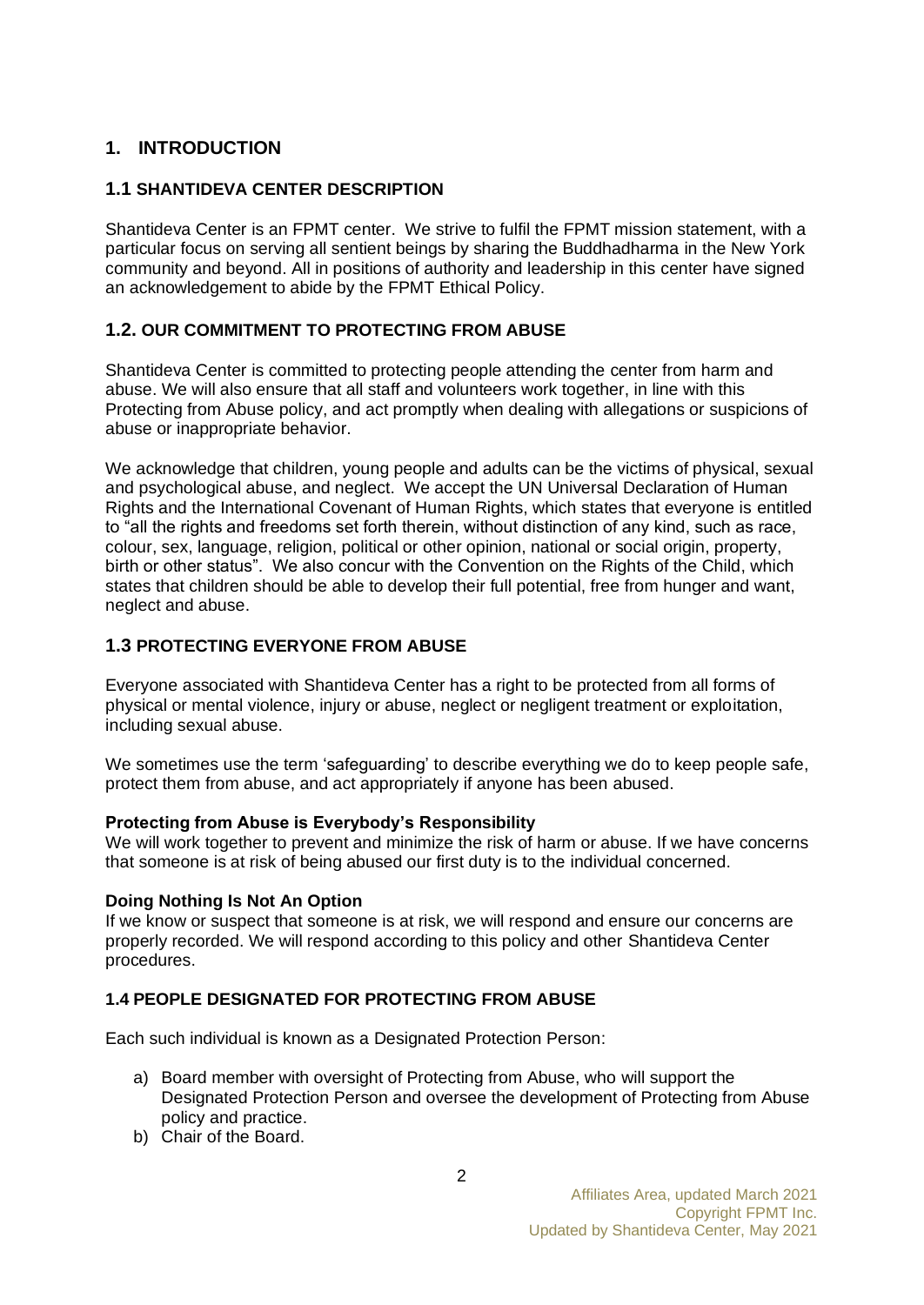## 1. INTRODUCTION

### 1.1 SHANTIDEVA CENTER DESCRIPTION

Shantideva Center is an FPMT center. We strive to fulfil the FPMT mission statement, with a particular focus on serving all sentient beings by sharing the Buddhadharma in the New York community and beyond. All in positions of authority and leadership in this center have signed an acknowledgement to abide by the FPMT Ethical Policy.

### 1.2. OUR COMMITMENT TO PROTECTING FROM ABUSE

Shantideva Center is committed to protecting people attending the center from harm and abuse. We will also ensure that all staff and volunteers work together, in line with this Protecting from Abuse policy, and act promptly when dealing with allegations or suspicions of abuse or inappropriate behavior.

We acknowledge that children, young people and adults can be the victims of physical, sexual and psychological abuse, and neglect. We accept the UN Universal Declaration of Human Rights and the International Covenant of Human Rights, which states that everyone is entitled to "all the rights and freedoms set forth therein, without distinction of any kind, such as race, colour, sex, language, religion, political or other opinion, national or social origin, property, birth or other status". We also concur with the Convention on the Rights of the Child, which states that children should be able to develop their full potential, free from hunger and want, neglect and abuse.

### 1.3 PROTECTING EVERYONE FROM ABUSE

Everyone associated with Shantideva Center has a right to be protected from all forms of physical or mental violence, injury or abuse, neglect or negligent treatment or exploitation, including sexual abuse.

We sometimes use the term 'safeguarding' to describe everything we do to keep people safe, protect them from abuse, and act appropriately if anyone has been abused.

**Protecting from Abuse is Everybody's Responsibility**
We will work together to prevent and minimize the risk of harm or abuse. If we have concerns that someone is at risk of being abused our first duty is to the individual concerned.

**Doing Nothing Is Not An Option**
If we know or suspect that someone is at risk, we will respond and ensure our concerns are properly recorded. We will respond according to this policy and other Shantideva Center procedures.

### 1.4 PEOPLE DESIGNATED FOR PROTECTING FROM ABUSE

Each such individual is known as a Designated Protection Person:

a) Board member with oversight of Protecting from Abuse, who will support the Designated Protection Person and oversee the development of Protecting from Abuse policy and practice.
b) Chair of the Board.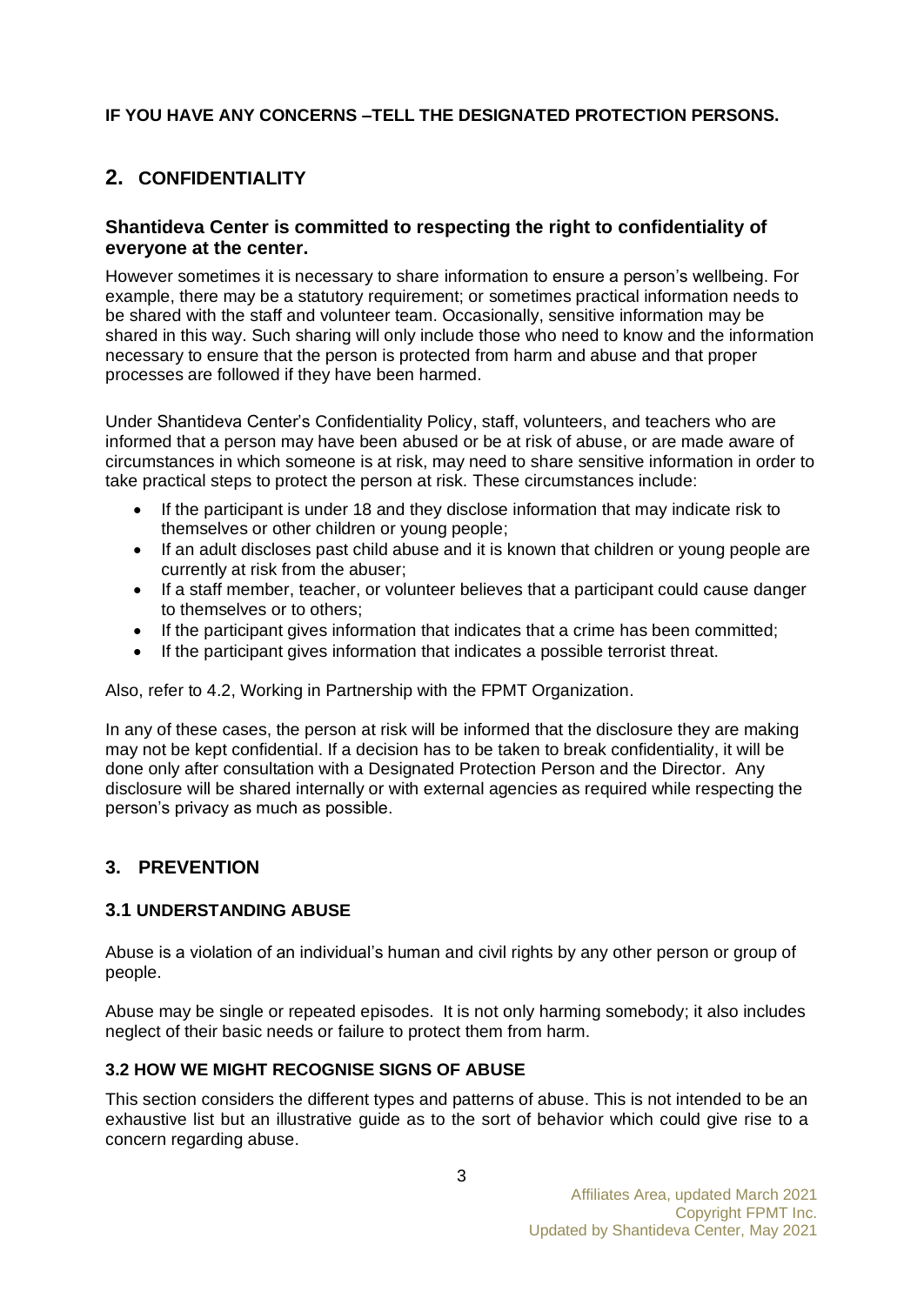**IF YOU HAVE ANY CONCERNS –TELL THE DESIGNATED PROTECTION PERSONS.**

## 2. CONFIDENTIALITY

### Shantideva Center is committed to respecting the right to confidentiality of everyone at the center.

However sometimes it is necessary to share information to ensure a person's wellbeing. For example, there may be a statutory requirement; or sometimes practical information needs to be shared with the staff and volunteer team. Occasionally, sensitive information may be shared in this way. Such sharing will only include those who need to know and the information necessary to ensure that the person is protected from harm and abuse and that proper processes are followed if they have been harmed.

Under Shantideva Center's Confidentiality Policy, staff, volunteers, and teachers who are informed that a person may have been abused or be at risk of abuse, or are made aware of circumstances in which someone is at risk, may need to share sensitive information in order to take practical steps to protect the person at risk. These circumstances include:

- If the participant is under 18 and they disclose information that may indicate risk to themselves or other children or young people;
- If an adult discloses past child abuse and it is known that children or young people are currently at risk from the abuser;
- If a staff member, teacher, or volunteer believes that a participant could cause danger to themselves or to others;
- If the participant gives information that indicates that a crime has been committed;
- If the participant gives information that indicates a possible terrorist threat.

Also, refer to 4.2, Working in Partnership with the FPMT Organization.

In any of these cases, the person at risk will be informed that the disclosure they are making may not be kept confidential. If a decision has to be taken to break confidentiality, it will be done only after consultation with a Designated Protection Person and the Director. Any disclosure will be shared internally or with external agencies as required while respecting the person's privacy as much as possible.

## 3. PREVENTION

### 3.1 UNDERSTANDING ABUSE

Abuse is a violation of an individual's human and civil rights by any other person or group of people.

Abuse may be single or repeated episodes. It is not only harming somebody; it also includes neglect of their basic needs or failure to protect them from harm.

### 3.2 HOW WE MIGHT RECOGNISE SIGNS OF ABUSE

This section considers the different types and patterns of abuse. This is not intended to be an exhaustive list but an illustrative guide as to the sort of behavior which could give rise to a concern regarding abuse.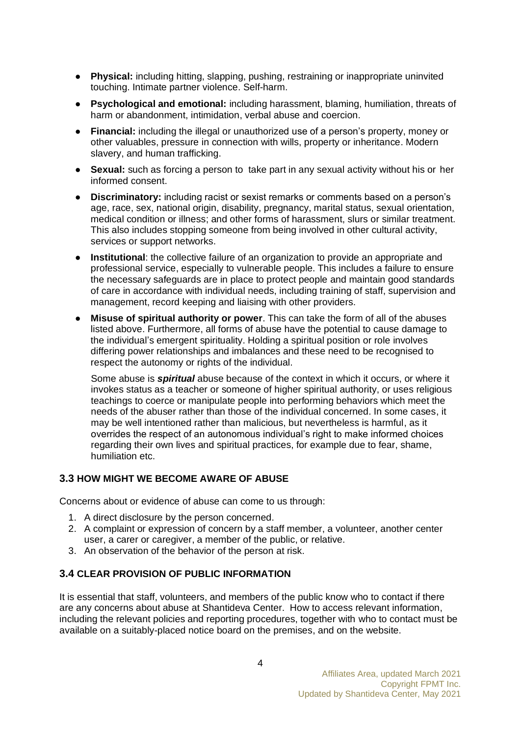- **Physical:** including hitting, slapping, pushing, restraining or inappropriate uninvited touching. Intimate partner violence. Self-harm.
- **Psychological and emotional:** including harassment, blaming, humiliation, threats of harm or abandonment, intimidation, verbal abuse and coercion.
- **Financial:** including the illegal or unauthorized use of a person's property, money or other valuables, pressure in connection with wills, property or inheritance. Modern slavery, and human trafficking.
- **Sexual:** such as forcing a person to take part in any sexual activity without his or her informed consent.
- **Discriminatory:** including racist or sexist remarks or comments based on a person's age, race, sex, national origin, disability, pregnancy, marital status, sexual orientation, medical condition or illness; and other forms of harassment, slurs or similar treatment. This also includes stopping someone from being involved in other cultural activity, services or support networks.
- **Institutional**: the collective failure of an organization to provide an appropriate and professional service, especially to vulnerable people. This includes a failure to ensure the necessary safeguards are in place to protect people and maintain good standards of care in accordance with individual needs, including training of staff, supervision and management, record keeping and liaising with other providers.
- **Misuse of spiritual authority or power**. This can take the form of all of the abuses listed above. Furthermore, all forms of abuse have the potential to cause damage to the individual's emergent spirituality. Holding a spiritual position or role involves differing power relationships and imbalances and these need to be recognised to respect the autonomy or rights of the individual.

  Some abuse is ***spiritual*** abuse because of the context in which it occurs, or where it invokes status as a teacher or someone of higher spiritual authority, or uses religious teachings to coerce or manipulate people into performing behaviors which meet the needs of the abuser rather than those of the individual concerned. In some cases, it may be well intentioned rather than malicious, but nevertheless is harmful, as it overrides the respect of an autonomous individual's right to make informed choices regarding their own lives and spiritual practices, for example due to fear, shame, humiliation etc.

### 3.3 HOW MIGHT WE BECOME AWARE OF ABUSE

Concerns about or evidence of abuse can come to us through:

1. A direct disclosure by the person concerned.
2. A complaint or expression of concern by a staff member, a volunteer, another center user, a carer or caregiver, a member of the public, or relative.
3. An observation of the behavior of the person at risk.

### 3.4 CLEAR PROVISION OF PUBLIC INFORMATION

It is essential that staff, volunteers, and members of the public know who to contact if there are any concerns about abuse at Shantideva Center. How to access relevant information, including the relevant policies and reporting procedures, together with who to contact must be available on a suitably-placed notice board on the premises, and on the website.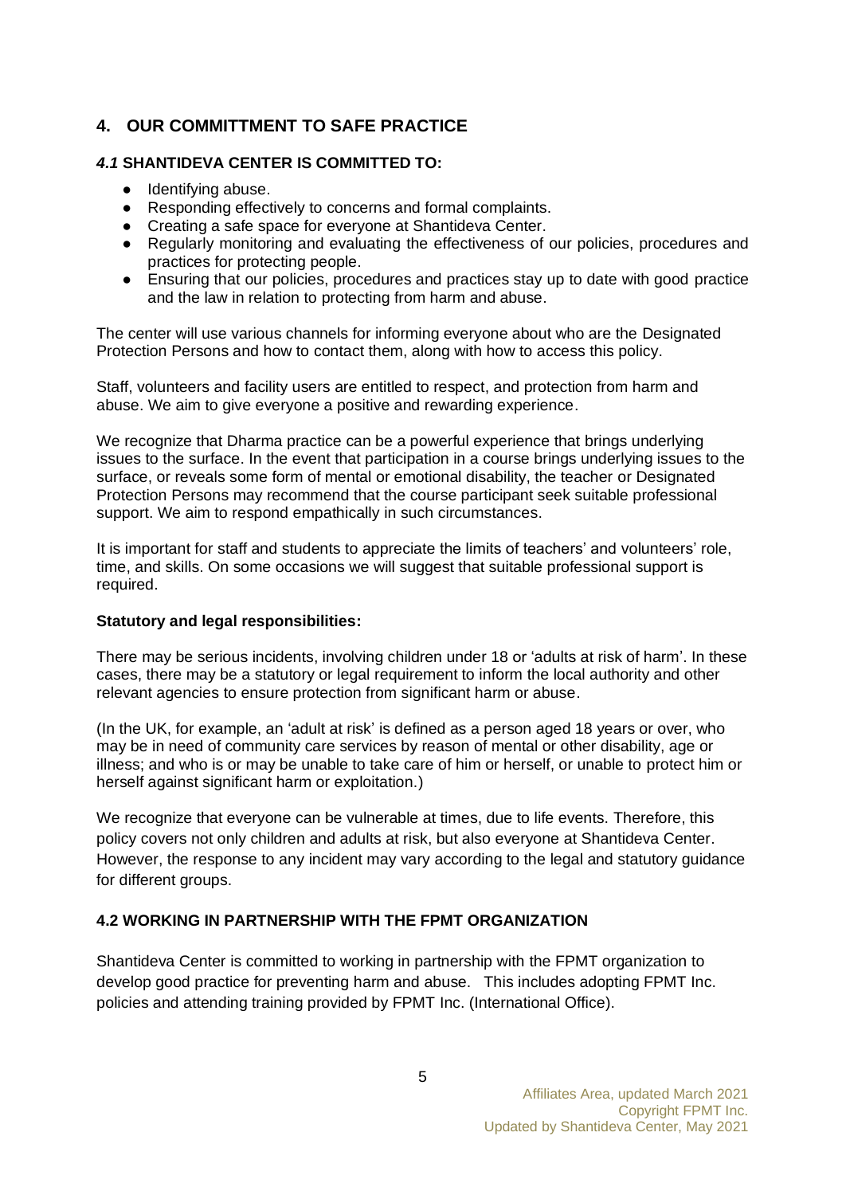## 4. OUR COMMITTMENT TO SAFE PRACTICE

### *4.1* SHANTIDEVA CENTER IS COMMITTED TO:

- Identifying abuse.
- Responding effectively to concerns and formal complaints.
- Creating a safe space for everyone at Shantideva Center.
- Regularly monitoring and evaluating the effectiveness of our policies, procedures and practices for protecting people.
- Ensuring that our policies, procedures and practices stay up to date with good practice and the law in relation to protecting from harm and abuse.

The center will use various channels for informing everyone about who are the Designated Protection Persons and how to contact them, along with how to access this policy.

Staff, volunteers and facility users are entitled to respect, and protection from harm and abuse. We aim to give everyone a positive and rewarding experience.

We recognize that Dharma practice can be a powerful experience that brings underlying issues to the surface. In the event that participation in a course brings underlying issues to the surface, or reveals some form of mental or emotional disability, the teacher or Designated Protection Persons may recommend that the course participant seek suitable professional support. We aim to respond empathically in such circumstances.

It is important for staff and students to appreciate the limits of teachers' and volunteers' role, time, and skills. On some occasions we will suggest that suitable professional support is required.

**Statutory and legal responsibilities:**

There may be serious incidents, involving children under 18 or 'adults at risk of harm'. In these cases, there may be a statutory or legal requirement to inform the local authority and other relevant agencies to ensure protection from significant harm or abuse.

(In the UK, for example, an 'adult at risk' is defined as a person aged 18 years or over, who may be in need of community care services by reason of mental or other disability, age or illness; and who is or may be unable to take care of him or herself, or unable to protect him or herself against significant harm or exploitation.)

We recognize that everyone can be vulnerable at times, due to life events. Therefore, this policy covers not only children and adults at risk, but also everyone at Shantideva Center. However, the response to any incident may vary according to the legal and statutory guidance for different groups.

### 4.2 WORKING IN PARTNERSHIP WITH THE FPMT ORGANIZATION

Shantideva Center is committed to working in partnership with the FPMT organization to develop good practice for preventing harm and abuse. This includes adopting FPMT Inc. policies and attending training provided by FPMT Inc. (International Office).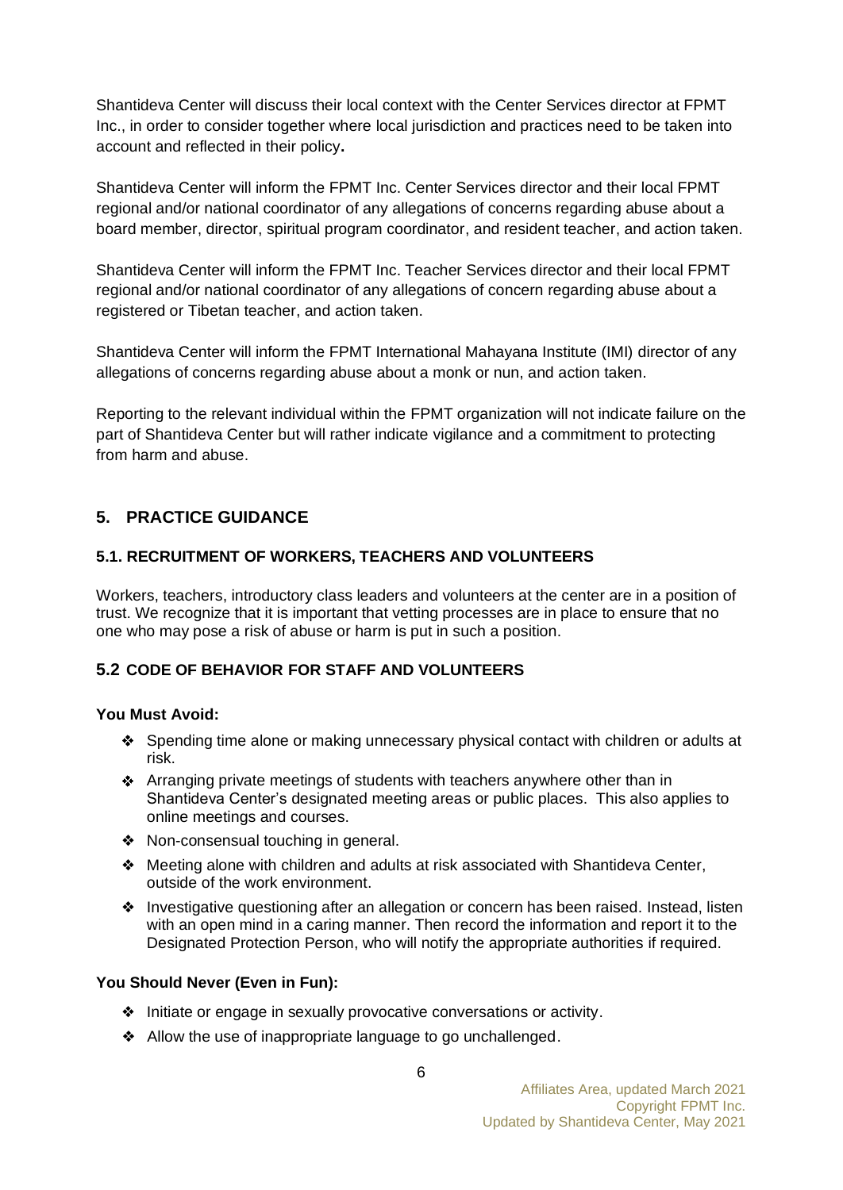Shantideva Center will discuss their local context with the Center Services director at FPMT Inc., in order to consider together where local jurisdiction and practices need to be taken into account and reflected in their policy**.**

Shantideva Center will inform the FPMT Inc. Center Services director and their local FPMT regional and/or national coordinator of any allegations of concerns regarding abuse about a board member, director, spiritual program coordinator, and resident teacher, and action taken.

Shantideva Center will inform the FPMT Inc. Teacher Services director and their local FPMT regional and/or national coordinator of any allegations of concern regarding abuse about a registered or Tibetan teacher, and action taken.

Shantideva Center will inform the FPMT International Mahayana Institute (IMI) director of any allegations of concerns regarding abuse about a monk or nun, and action taken.

Reporting to the relevant individual within the FPMT organization will not indicate failure on the part of Shantideva Center but will rather indicate vigilance and a commitment to protecting from harm and abuse.

## 5. PRACTICE GUIDANCE

### 5.1. RECRUITMENT OF WORKERS, TEACHERS AND VOLUNTEERS

Workers, teachers, introductory class leaders and volunteers at the center are in a position of trust. We recognize that it is important that vetting processes are in place to ensure that no one who may pose a risk of abuse or harm is put in such a position.

### 5.2 CODE OF BEHAVIOR FOR STAFF AND VOLUNTEERS

**You Must Avoid:**

- Spending time alone or making unnecessary physical contact with children or adults at risk.
- Arranging private meetings of students with teachers anywhere other than in Shantideva Center's designated meeting areas or public places. This also applies to online meetings and courses.
- Non-consensual touching in general.
- Meeting alone with children and adults at risk associated with Shantideva Center, outside of the work environment.
- Investigative questioning after an allegation or concern has been raised. Instead, listen with an open mind in a caring manner. Then record the information and report it to the Designated Protection Person, who will notify the appropriate authorities if required.

**You Should Never (Even in Fun):**

- Initiate or engage in sexually provocative conversations or activity.
- Allow the use of inappropriate language to go unchallenged.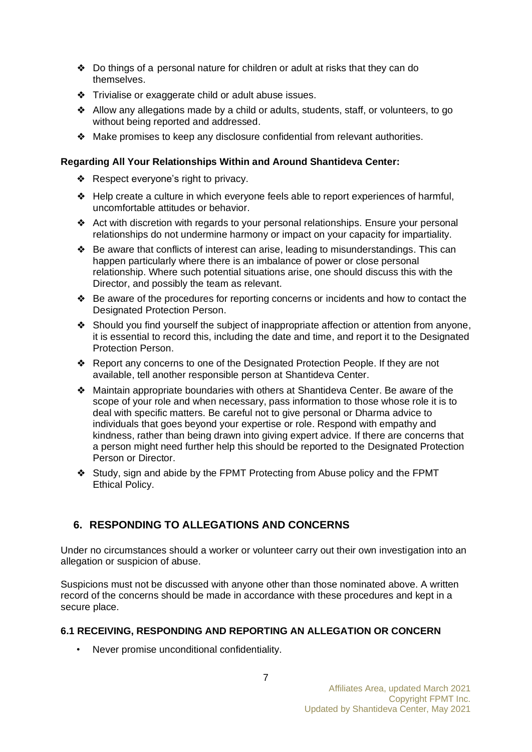- Do things of a personal nature for children or adult at risks that they can do themselves.
- Trivialise or exaggerate child or adult abuse issues.
- Allow any allegations made by a child or adults, students, staff, or volunteers, to go without being reported and addressed.
- Make promises to keep any disclosure confidential from relevant authorities.

**Regarding All Your Relationships Within and Around Shantideva Center:**

- Respect everyone's right to privacy.
- Help create a culture in which everyone feels able to report experiences of harmful, uncomfortable attitudes or behavior.
- Act with discretion with regards to your personal relationships. Ensure your personal relationships do not undermine harmony or impact on your capacity for impartiality.
- Be aware that conflicts of interest can arise, leading to misunderstandings. This can happen particularly where there is an imbalance of power or close personal relationship. Where such potential situations arise, one should discuss this with the Director, and possibly the team as relevant.
- Be aware of the procedures for reporting concerns or incidents and how to contact the Designated Protection Person.
- Should you find yourself the subject of inappropriate affection or attention from anyone, it is essential to record this, including the date and time, and report it to the Designated Protection Person.
- Report any concerns to one of the Designated Protection People. If they are not available, tell another responsible person at Shantideva Center.
- Maintain appropriate boundaries with others at Shantideva Center. Be aware of the scope of your role and when necessary, pass information to those whose role it is to deal with specific matters. Be careful not to give personal or Dharma advice to individuals that goes beyond your expertise or role. Respond with empathy and kindness, rather than being drawn into giving expert advice. If there are concerns that a person might need further help this should be reported to the Designated Protection Person or Director.
- Study, sign and abide by the FPMT Protecting from Abuse policy and the FPMT Ethical Policy.

## 6. RESPONDING TO ALLEGATIONS AND CONCERNS

Under no circumstances should a worker or volunteer carry out their own investigation into an allegation or suspicion of abuse.

Suspicions must not be discussed with anyone other than those nominated above. A written record of the concerns should be made in accordance with these procedures and kept in a secure place.

### 6.1 RECEIVING, RESPONDING AND REPORTING AN ALLEGATION OR CONCERN

- Never promise unconditional confidentiality.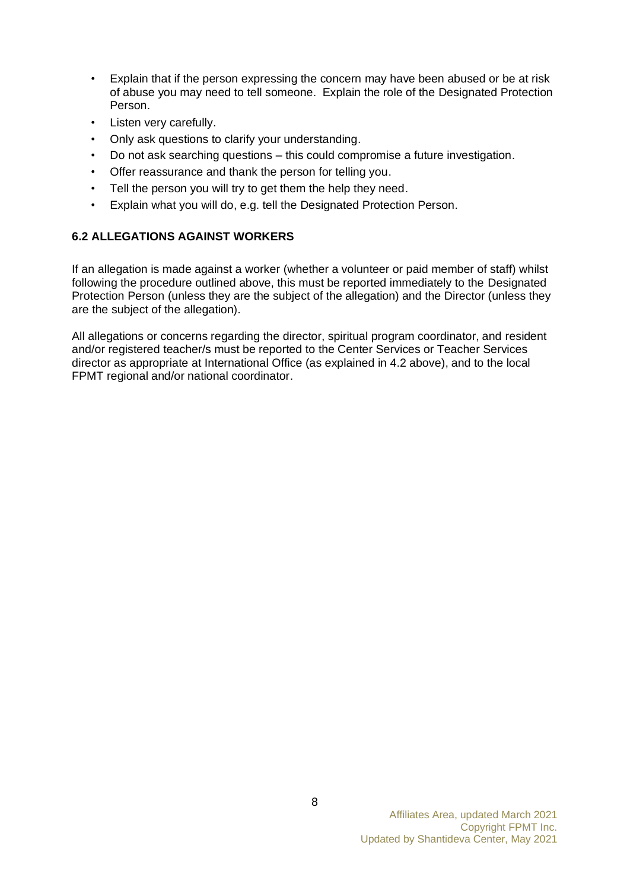- Explain that if the person expressing the concern may have been abused or be at risk of abuse you may need to tell someone. Explain the role of the Designated Protection Person.
- Listen very carefully.
- Only ask questions to clarify your understanding.
- Do not ask searching questions – this could compromise a future investigation.
- Offer reassurance and thank the person for telling you.
- Tell the person you will try to get them the help they need.
- Explain what you will do, e.g. tell the Designated Protection Person.

### 6.2 ALLEGATIONS AGAINST WORKERS

If an allegation is made against a worker (whether a volunteer or paid member of staff) whilst following the procedure outlined above, this must be reported immediately to the Designated Protection Person (unless they are the subject of the allegation) and the Director (unless they are the subject of the allegation).

All allegations or concerns regarding the director, spiritual program coordinator, and resident and/or registered teacher/s must be reported to the Center Services or Teacher Services director as appropriate at International Office (as explained in 4.2 above), and to the local FPMT regional and/or national coordinator.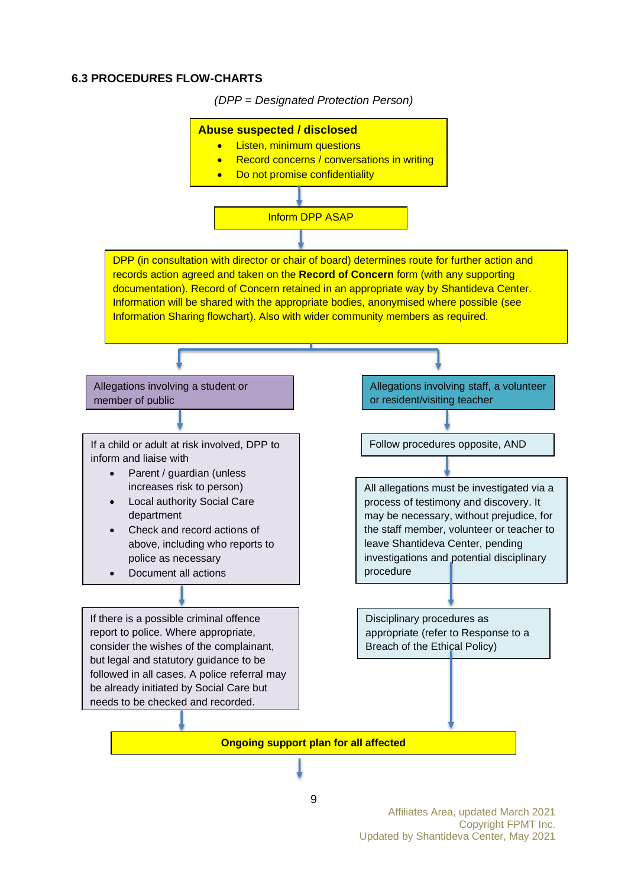### 6.3 PROCEDURES FLOW-CHARTS

*(DPP = Designated Protection Person)*

**Abuse suspected / disclosed**

- Listen, minimum questions
- Record concerns / conversations in writing
- Do not promise confidentiality

↓

Inform DPP ASAP

↓

DPP (in consultation with director or chair of board) determines route for further action and records action agreed and taken on the **Record of Concern** form (with any supporting documentation). Record of Concern retained in an appropriate way by Shantideva Center. Information will be shared with the appropriate bodies, anonymised where possible (see Information Sharing flowchart). Also with wider community members as required.

↓

**Left branch:**

Allegations involving a student or member of public

↓

If a child or adult at risk involved, DPP to inform and liaise with

- Parent / guardian (unless increases risk to person)
- Local authority Social Care department
- Check and record actions of above, including who reports to police as necessary
- Document all actions

↓

If there is a possible criminal offence report to police. Where appropriate, consider the wishes of the complainant, but legal and statutory guidance to be followed in all cases. A police referral may be already initiated by Social Care but needs to be checked and recorded.

**Right branch:**

Allegations involving staff, a volunteer or resident/visiting teacher

↓

Follow procedures opposite, AND

↓

All allegations must be investigated via a process of testimony and discovery. It may be necessary, without prejudice, for the staff member, volunteer or teacher to leave Shantideva Center, pending investigations and potential disciplinary procedure

↓

Disciplinary procedures as appropriate (refer to Response to a Breach of the Ethical Policy)

↓

**Ongoing support plan for all affected**

↓

Affiliates Area, updated March 2021
Copyright FPMT Inc.
Updated by Shantideva Center, May 2021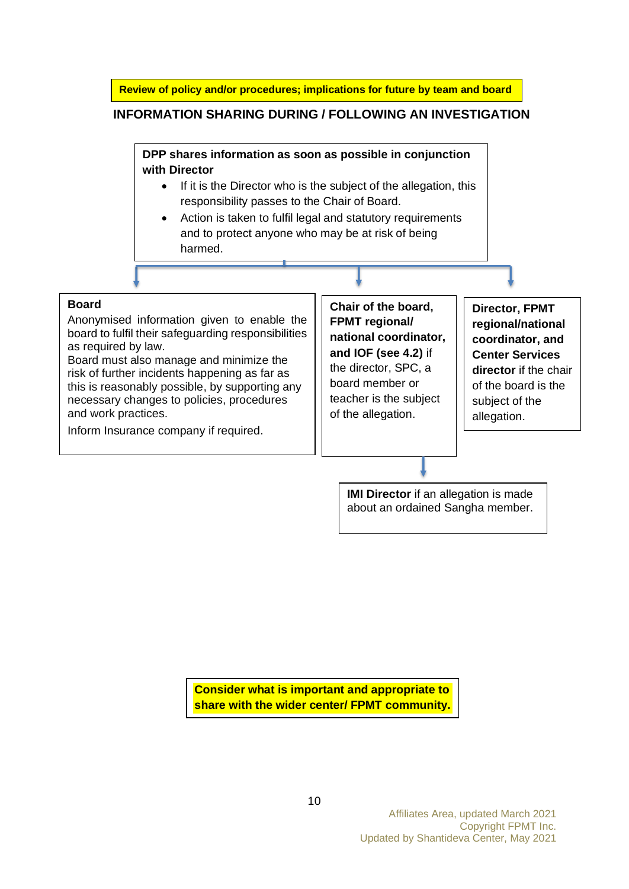**Review of policy and/or procedures; implications for future by team and board**

## INFORMATION SHARING DURING / FOLLOWING AN INVESTIGATION

**DPP shares information as soon as possible in conjunction with Director**

- If it is the Director who is the subject of the allegation, this responsibility passes to the Chair of Board.
- Action is taken to fulfil legal and statutory requirements and to protect anyone who may be at risk of being harmed.

**Board**

Anonymised information given to enable the board to fulfil their safeguarding responsibilities as required by law.

Board must also manage and minimize the risk of further incidents happening as far as this is reasonably possible, by supporting any necessary changes to policies, procedures and work practices.

Inform Insurance company if required.

**Chair of the board, FPMT regional/ national coordinator, and IOF (see 4.2)** if the director, SPC, a board member or teacher is the subject of the allegation.

**IMI Director** if an allegation is made about an ordained Sangha member.

**Director, FPMT regional/national coordinator, and Center Services director** if the chair of the board is the subject of the allegation.

**Consider what is important and appropriate to share with the wider center/ FPMT community.**

Affiliates Area, updated March 2021
Copyright FPMT Inc.
Updated by Shantideva Center, May 2021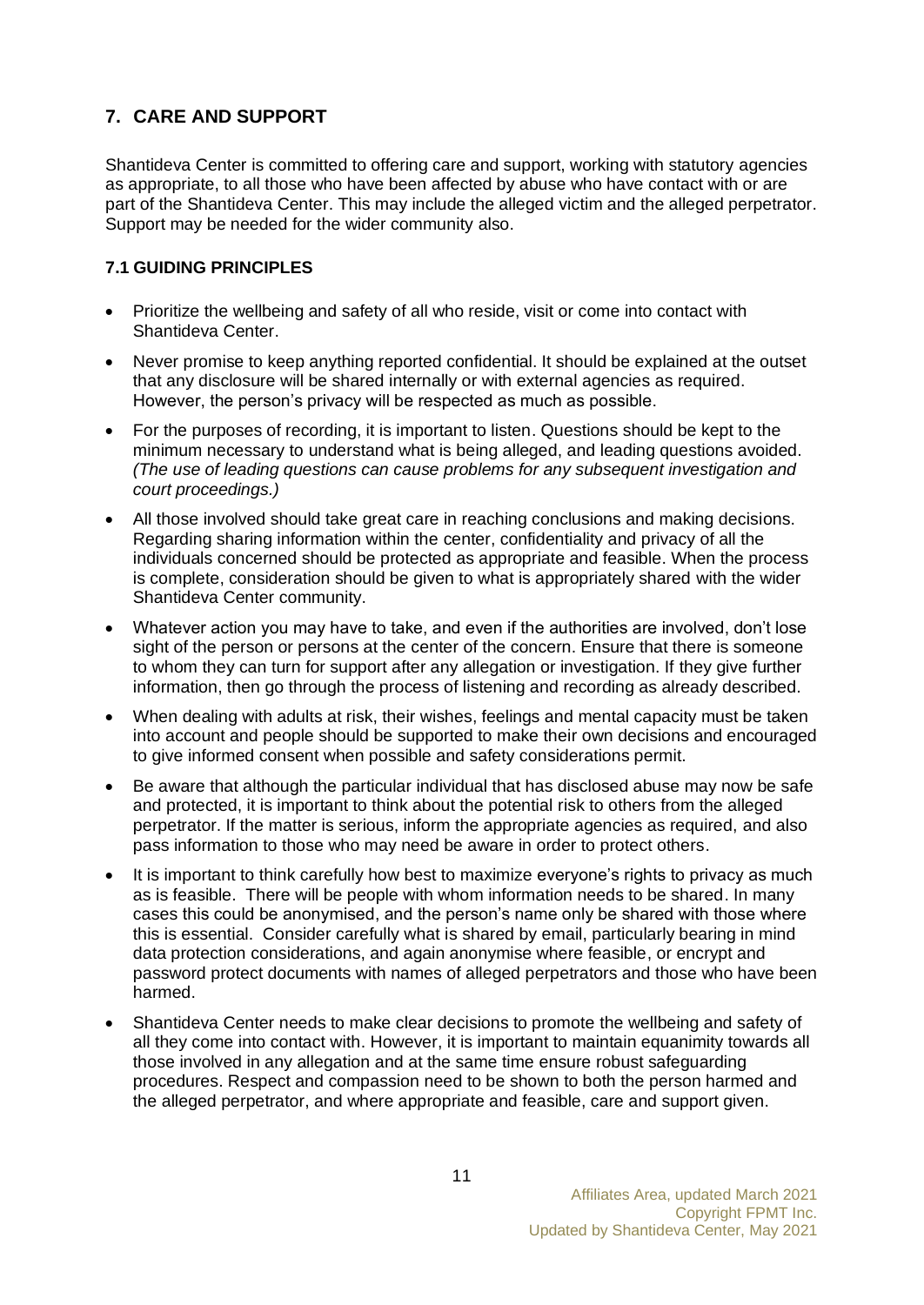## 7. CARE AND SUPPORT

Shantideva Center is committed to offering care and support, working with statutory agencies as appropriate, to all those who have been affected by abuse who have contact with or are part of the Shantideva Center. This may include the alleged victim and the alleged perpetrator. Support may be needed for the wider community also.

### 7.1 GUIDING PRINCIPLES

- Prioritize the wellbeing and safety of all who reside, visit or come into contact with Shantideva Center.
- Never promise to keep anything reported confidential. It should be explained at the outset that any disclosure will be shared internally or with external agencies as required. However, the person's privacy will be respected as much as possible.
- For the purposes of recording, it is important to listen. Questions should be kept to the minimum necessary to understand what is being alleged, and leading questions avoided. *(The use of leading questions can cause problems for any subsequent investigation and court proceedings.)*
- All those involved should take great care in reaching conclusions and making decisions. Regarding sharing information within the center, confidentiality and privacy of all the individuals concerned should be protected as appropriate and feasible. When the process is complete, consideration should be given to what is appropriately shared with the wider Shantideva Center community.
- Whatever action you may have to take, and even if the authorities are involved, don't lose sight of the person or persons at the center of the concern. Ensure that there is someone to whom they can turn for support after any allegation or investigation. If they give further information, then go through the process of listening and recording as already described.
- When dealing with adults at risk, their wishes, feelings and mental capacity must be taken into account and people should be supported to make their own decisions and encouraged to give informed consent when possible and safety considerations permit.
- Be aware that although the particular individual that has disclosed abuse may now be safe and protected, it is important to think about the potential risk to others from the alleged perpetrator. If the matter is serious, inform the appropriate agencies as required, and also pass information to those who may need be aware in order to protect others.
- It is important to think carefully how best to maximize everyone's rights to privacy as much as is feasible. There will be people with whom information needs to be shared. In many cases this could be anonymised, and the person's name only be shared with those where this is essential. Consider carefully what is shared by email, particularly bearing in mind data protection considerations, and again anonymise where feasible, or encrypt and password protect documents with names of alleged perpetrators and those who have been harmed.
- Shantideva Center needs to make clear decisions to promote the wellbeing and safety of all they come into contact with. However, it is important to maintain equanimity towards all those involved in any allegation and at the same time ensure robust safeguarding procedures. Respect and compassion need to be shown to both the person harmed and the alleged perpetrator, and where appropriate and feasible, care and support given.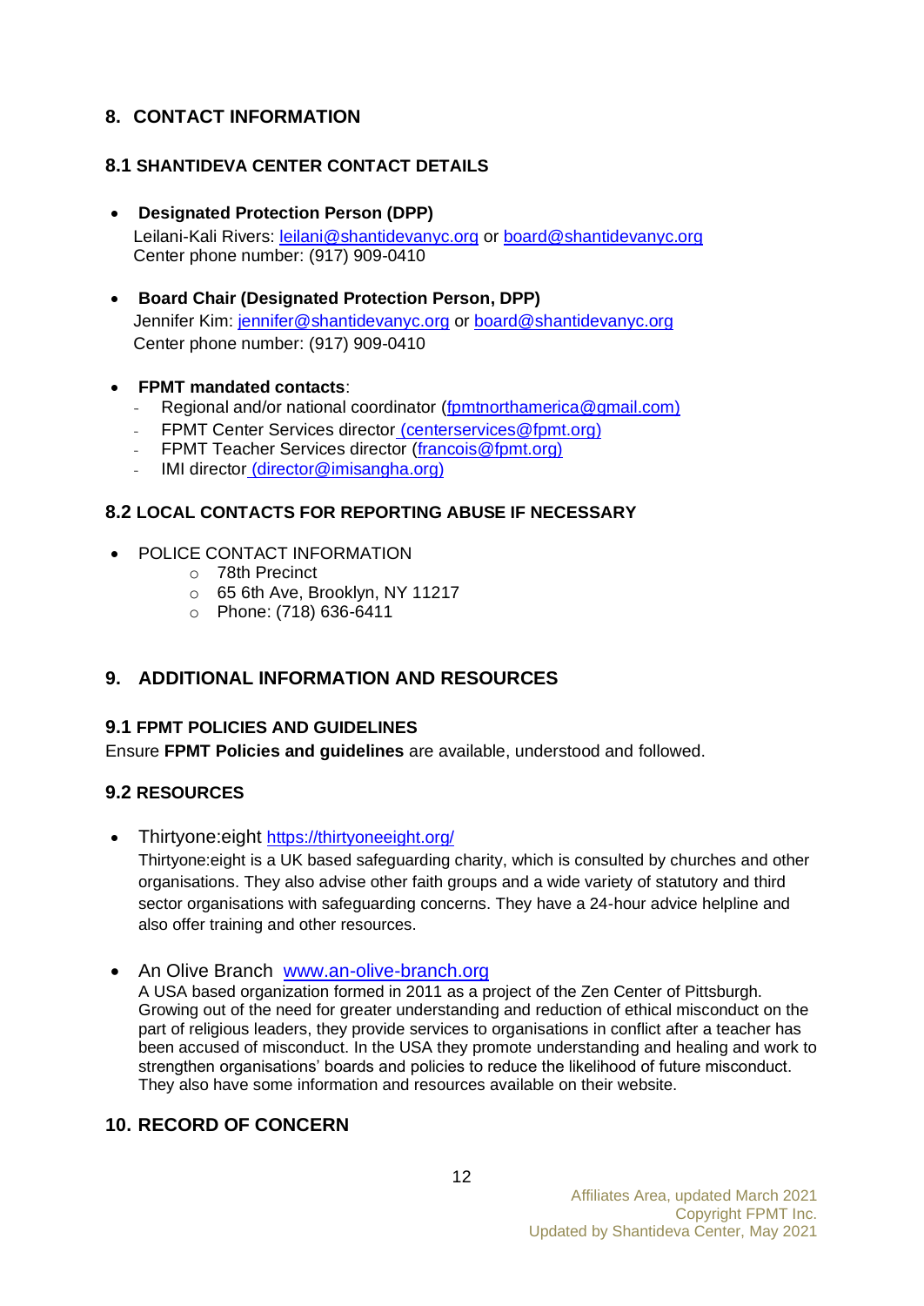## 8. CONTACT INFORMATION

### 8.1 SHANTIDEVA CENTER CONTACT DETAILS

- **Designated Protection Person (DPP)**
  Leilani-Kali Rivers: leilani@shantidevanyc.org or board@shantidevanyc.org
  Center phone number: (917) 909-0410

- **Board Chair (Designated Protection Person, DPP)**
  Jennifer Kim: jennifer@shantidevanyc.org or board@shantidevanyc.org
  Center phone number: (917) 909-0410

- **FPMT mandated contacts**:
  - Regional and/or national coordinator (fpmtnorthamerica@gmail.com)
  - FPMT Center Services director (centerservices@fpmt.org)
  - FPMT Teacher Services director (francois@fpmt.org)
  - IMI director (director@imisangha.org)

### 8.2 LOCAL CONTACTS FOR REPORTING ABUSE IF NECESSARY

- POLICE CONTACT INFORMATION
  - 78th Precinct
  - 65 6th Ave, Brooklyn, NY 11217
  - Phone: (718) 636-6411

## 9. ADDITIONAL INFORMATION AND RESOURCES

### 9.1 FPMT POLICIES AND GUIDELINES

Ensure **FPMT Policies and guidelines** are available, understood and followed.

### 9.2 RESOURCES

- Thirtyone:eight https://thirtyoneeight.org/
  Thirtyone:eight is a UK based safeguarding charity, which is consulted by churches and other organisations. They also advise other faith groups and a wide variety of statutory and third sector organisations with safeguarding concerns. They have a 24-hour advice helpline and also offer training and other resources.

- An Olive Branch www.an-olive-branch.org
  A USA based organization formed in 2011 as a project of the Zen Center of Pittsburgh. Growing out of the need for greater understanding and reduction of ethical misconduct on the part of religious leaders, they provide services to organisations in conflict after a teacher has been accused of misconduct. In the USA they promote understanding and healing and work to strengthen organisations' boards and policies to reduce the likelihood of future misconduct. They also have some information and resources available on their website.

## 10. RECORD OF CONCERN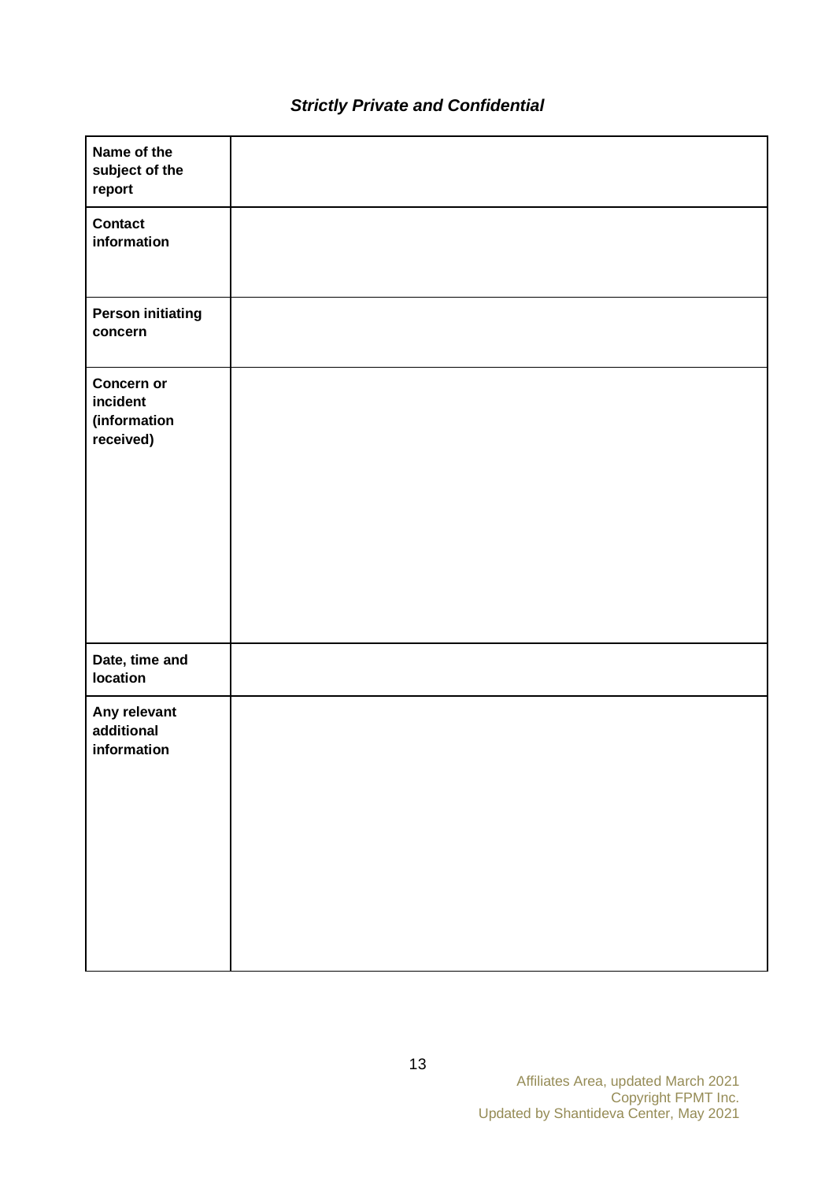***Strictly Private and Confidential***

| | |
|---|---|
| **Name of the subject of the report** | |
| **Contact information** | |
| **Person initiating concern** | |
| **Concern or incident (information received)** | |
| **Date, time and location** | |
| **Any relevant additional information** | |

Affiliates Area, updated March 2021
Copyright FPMT Inc.
Updated by Shantideva Center, May 2021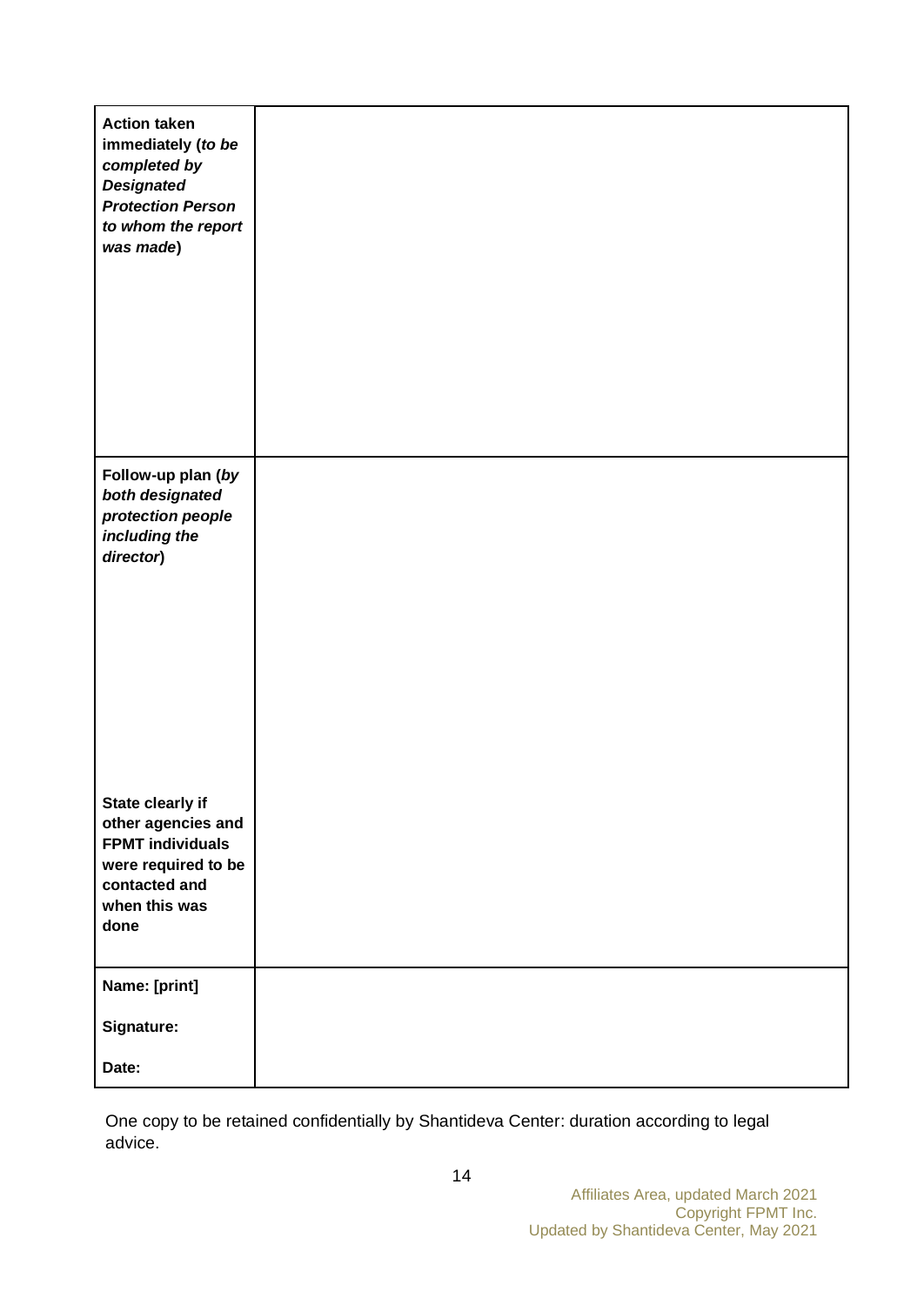| | |
|---|---|
| **Action taken immediately (*to be completed by Designated Protection Person to whom the report was made*)** | |
| **Follow-up plan (*by both designated protection people including the director*)**<br><br>**State clearly if other agencies and FPMT individuals were required to be contacted and when this was done** | |
| **Name: [print]**<br><br>**Signature:**<br><br>**Date:** | |

One copy to be retained confidentially by Shantideva Center: duration according to legal advice.

Affiliates Area, updated March 2021
Copyright FPMT Inc.
Updated by Shantideva Center, May 2021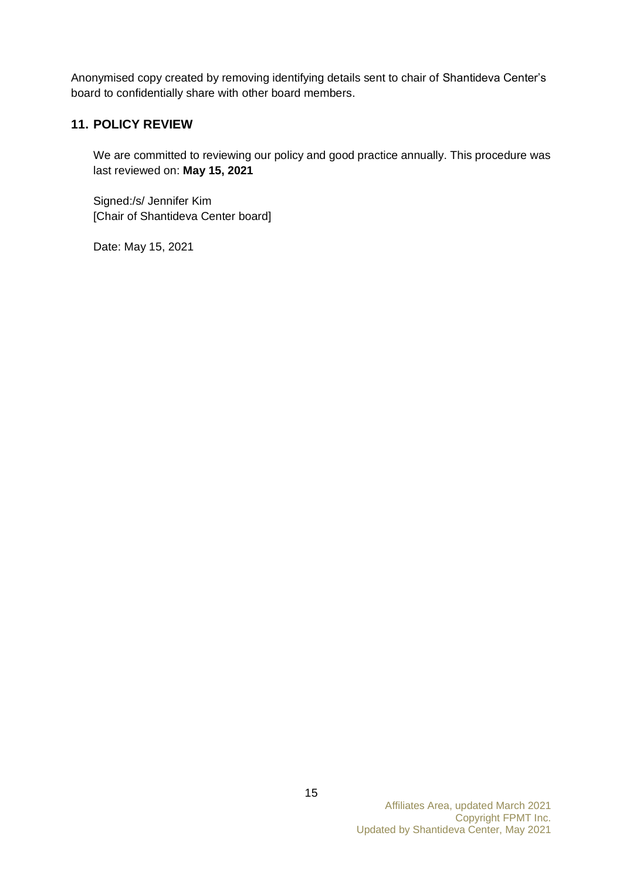Anonymised copy created by removing identifying details sent to chair of Shantideva Center's board to confidentially share with other board members.

## 11. POLICY REVIEW

We are committed to reviewing our policy and good practice annually. This procedure was last reviewed on: **May 15, 2021**

Signed:/s/ Jennifer Kim
[Chair of Shantideva Center board]

Date: May 15, 2021